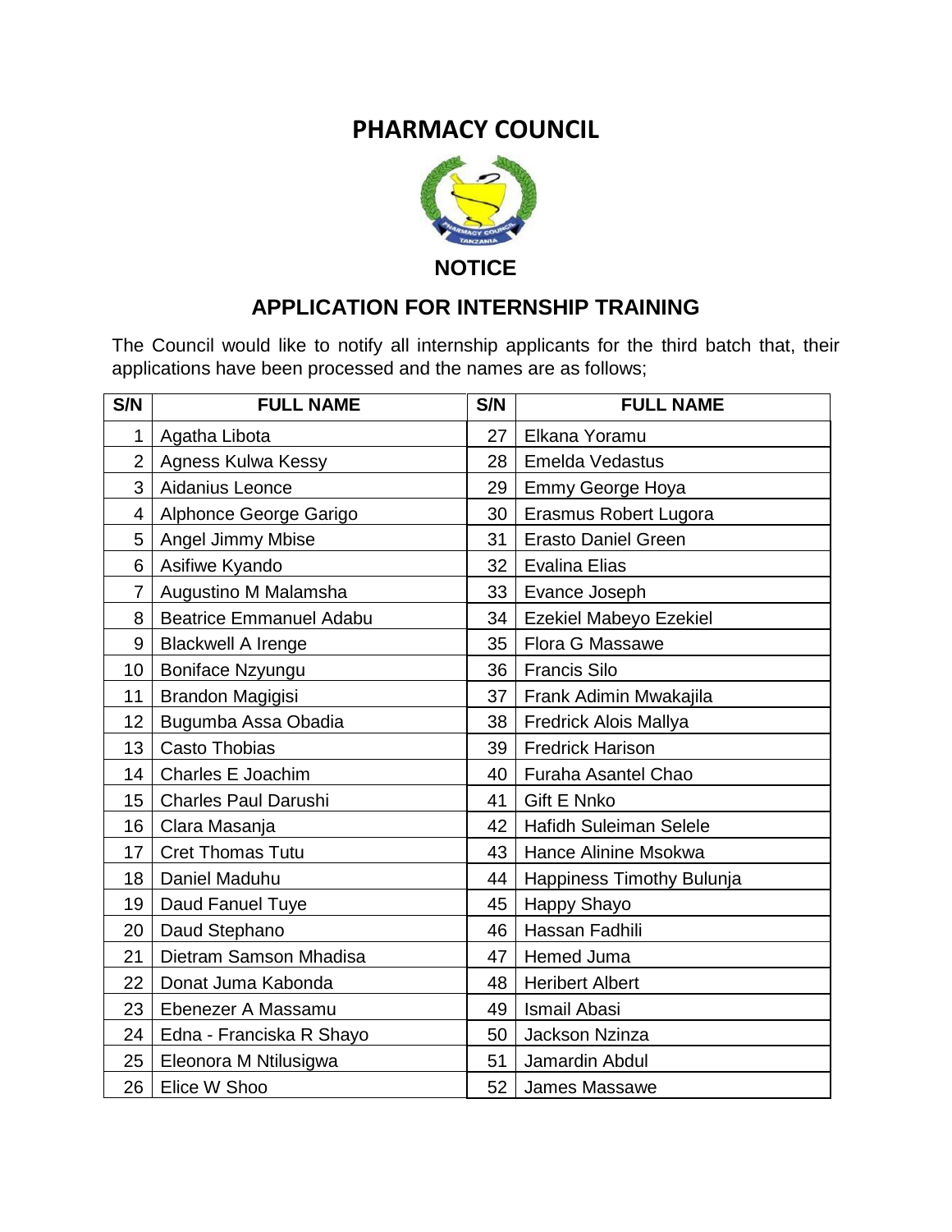# PHARMACY COUNCIL

## NOTICE

## APPLICATION FOR INTERNSHIP TRAINING

The Council would like to notify all internship applicants for the third batch that, their applications have been processed and the names are as follows;

| S/N | FULL NAME | S/N | FULL NAME |
|---|---|---|---|
| 1 | Agatha Libota | 27 | Elkana Yoramu |
| 2 | Agness Kulwa Kessy | 28 | Emelda Vedastus |
| 3 | Aidanius Leonce | 29 | Emmy George Hoya |
| 4 | Alphonce George Garigo | 30 | Erasmus Robert Lugora |
| 5 | Angel Jimmy Mbise | 31 | Erasto Daniel Green |
| 6 | Asifiwe Kyando | 32 | Evalina Elias |
| 7 | Augustino M Malamsha | 33 | Evance Joseph |
| 8 | Beatrice Emmanuel Adabu | 34 | Ezekiel Mabeyo Ezekiel |
| 9 | Blackwell A Irenge | 35 | Flora G Massawe |
| 10 | Boniface Nzyungu | 36 | Francis Silo |
| 11 | Brandon Magigisi | 37 | Frank Adimin Mwakajila |
| 12 | Bugumba Assa Obadia | 38 | Fredrick Alois Mallya |
| 13 | Casto Thobias | 39 | Fredrick Harison |
| 14 | Charles E Joachim | 40 | Furaha Asantel Chao |
| 15 | Charles Paul Darushi | 41 | Gift E Nnko |
| 16 | Clara Masanja | 42 | Hafidh Suleiman Selele |
| 17 | Cret Thomas Tutu | 43 | Hance Alinine Msokwa |
| 18 | Daniel Maduhu | 44 | Happiness Timothy Bulunja |
| 19 | Daud Fanuel Tuye | 45 | Happy Shayo |
| 20 | Daud Stephano | 46 | Hassan Fadhili |
| 21 | Dietram Samson Mhadisa | 47 | Hemed Juma |
| 22 | Donat Juma Kabonda | 48 | Heribert Albert |
| 23 | Ebenezer A Massamu | 49 | Ismail Abasi |
| 24 | Edna - Franciska R Shayo | 50 | Jackson Nzinza |
| 25 | Eleonora M Ntilusigwa | 51 | Jamardin Abdul |
| 26 | Elice W Shoo | 52 | James Massawe |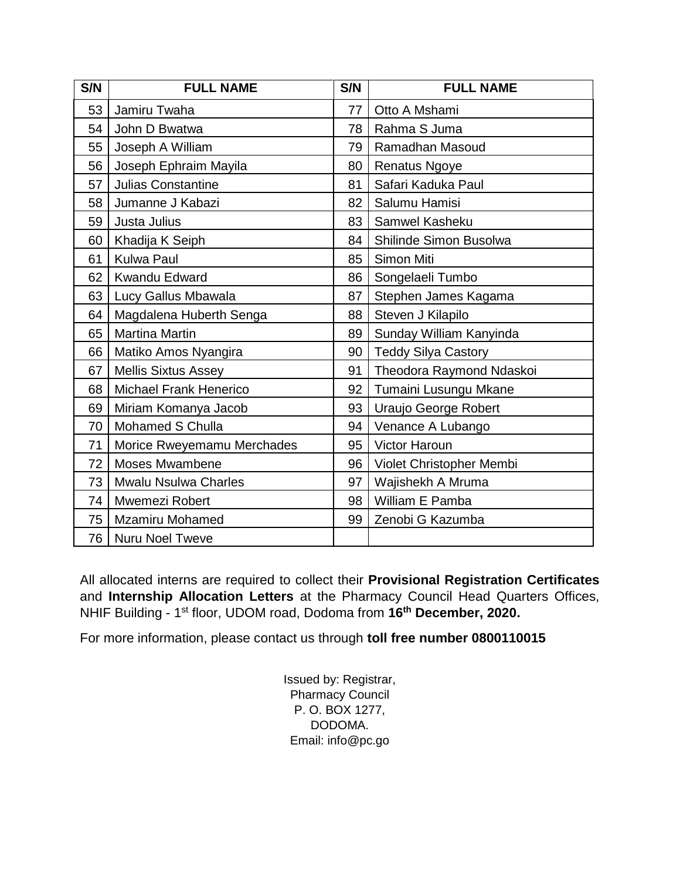| S/N | FULL NAME | S/N | FULL NAME |
|---|---|---|---|
| 53 | Jamiru Twaha | 77 | Otto A Mshami |
| 54 | John D Bwatwa | 78 | Rahma S Juma |
| 55 | Joseph A William | 79 | Ramadhan Masoud |
| 56 | Joseph Ephraim Mayila | 80 | Renatus Ngoye |
| 57 | Julias Constantine | 81 | Safari Kaduka Paul |
| 58 | Jumanne J Kabazi | 82 | Salumu Hamisi |
| 59 | Justa Julius | 83 | Samwel Kasheku |
| 60 | Khadija K Seiph | 84 | Shilinde Simon Busolwa |
| 61 | Kulwa Paul | 85 | Simon Miti |
| 62 | Kwandu Edward | 86 | Songelaeli Tumbo |
| 63 | Lucy Gallus Mbawala | 87 | Stephen James Kagama |
| 64 | Magdalena Huberth Senga | 88 | Steven J Kilapilo |
| 65 | Martina Martin | 89 | Sunday William Kanyinda |
| 66 | Matiko Amos Nyangira | 90 | Teddy Silya Castory |
| 67 | Mellis Sixtus Assey | 91 | Theodora Raymond Ndaskoi |
| 68 | Michael Frank Henerico | 92 | Tumaini Lusungu Mkane |
| 69 | Miriam Komanya Jacob | 93 | Uraujo George Robert |
| 70 | Mohamed S Chulla | 94 | Venance A Lubango |
| 71 | Morice Rweyemamu Merchades | 95 | Victor Haroun |
| 72 | Moses Mwambene | 96 | Violet Christopher Membi |
| 73 | Mwalu Nsulwa Charles | 97 | Wajishekh A Mruma |
| 74 | Mwemezi Robert | 98 | William E Pamba |
| 75 | Mzamiru Mohamed | 99 | Zenobi G Kazumba |
| 76 | Nuru Noel Tweve | | |

All allocated interns are required to collect their **Provisional Registration Certificates** and **Internship Allocation Letters** at the Pharmacy Council Head Quarters Offices, NHIF Building - 1st floor, UDOM road, Dodoma from **16th December, 2020.**

For more information, please contact us through **toll free number 0800110015**

Issued by: Registrar,
Pharmacy Council
P. O. BOX 1277,
DODOMA.
Email: info@pc.go